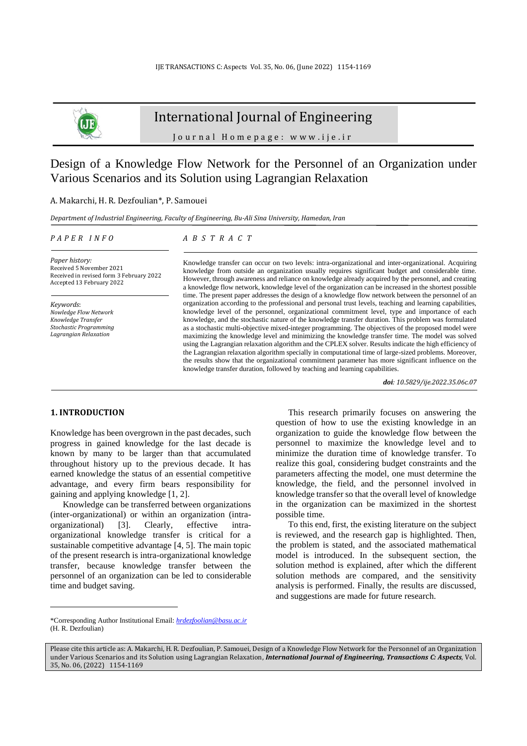# Design of a Knowledge Flow Network for the Personnel of an Organization under Various Scenarios and its Solution using Lagrangian Relaxation

A. Makarchi, H. R. Dezfoulian*, P. Samouei

*Department of Industrial Engineering, Faculty of Engineering, Bu-Ali Sina University, Hamedan, Iran*

*PAPER INFO*

*Paper history:*
Received 5 November 2021
Received in revised form 3 February 2022
Accepted 13 February 2022

*Keywords*:
*Nowledge Flow Network*
*Knowledge Transfer*
*Stochastic Programming*
*Lagrangian Relaxation*

*ABSTRACT*

Knowledge transfer can occur on two levels: intra-organizational and inter-organizational. Acquiring knowledge from outside an organization usually requires significant budget and considerable time. However, through awareness and reliance on knowledge already acquired by the personnel, and creating a knowledge flow network, knowledge level of the organization can be increased in the shortest possible time. The present paper addresses the design of a knowledge flow network between the personnel of an organization according to the professional and personal trust levels, teaching and learning capabilities, knowledge level of the personnel, organizational commitment level, type and importance of each knowledge, and the stochastic nature of the knowledge transfer duration. This problem was formulated as a stochastic multi-objective mixed-integer programming. The objectives of the proposed model were maximizing the knowledge level and minimizing the knowledge transfer time. The model was solved using the Lagrangian relaxation algorithm and the CPLEX solver. Results indicate the high efficiency of the Lagrangian relaxation algorithm specially in computational time of large-sized problems. Moreover, the results show that the organizational commitment parameter has more significant influence on the knowledge transfer duration, followed by teaching and learning capabilities.

***doi****: 10.5829/ije.2022.35.06c.07*

## 1. INTRODUCTION

Knowledge has been overgrown in the past decades, such progress in gained knowledge for the last decade is known by many to be larger than that accumulated throughout history up to the previous decade. It has earned knowledge the status of an essential competitive advantage, and every firm bears responsibility for gaining and applying knowledge [1, 2].

Knowledge can be transferred between organizations (inter-organizational) or within an organization (intra-organizational) [3]. Clearly, effective intra-organizational knowledge transfer is critical for a sustainable competitive advantage [4, 5]. The main topic of the present research is intra-organizational knowledge transfer, because knowledge transfer between the personnel of an organization can be led to considerable time and budget saving.

This research primarily focuses on answering the question of how to use the existing knowledge in an organization to guide the knowledge flow between the personnel to maximize the knowledge level and to minimize the duration time of knowledge transfer. To realize this goal, considering budget constraints and the parameters affecting the model, one must determine the knowledge, the field, and the personnel involved in knowledge transfer so that the overall level of knowledge in the organization can be maximized in the shortest possible time.

To this end, first, the existing literature on the subject is reviewed, and the research gap is highlighted. Then, the problem is stated, and the associated mathematical model is introduced. In the subsequent section, the solution method is explained, after which the different solution methods are compared, and the sensitivity analysis is performed. Finally, the results are discussed, and suggestions are made for future research.

*Corresponding Author Institutional Email: *hrdezfoolian@basu.ac.ir* (H. R. Dezfoulian)

Please cite this article as: A. Makarchi, H. R. Dezfoulian, P. Samouei, Design of a Knowledge Flow Network for the Personnel of an Organization under Various Scenarios and its Solution using Lagrangian Relaxation, ***International Journal of Engineering, Transactions C: Aspects***, Vol. 35, No. 06, (2022) 1154-1169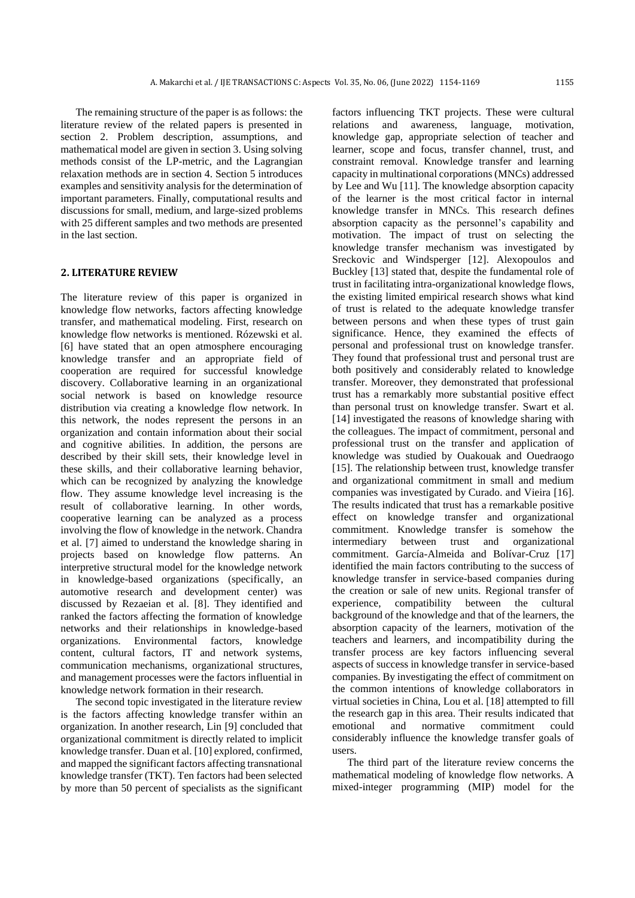The remaining structure of the paper is as follows: the literature review of the related papers is presented in section 2. Problem description, assumptions, and mathematical model are given in section 3. Using solving methods consist of the LP-metric, and the Lagrangian relaxation methods are in section 4. Section 5 introduces examples and sensitivity analysis for the determination of important parameters. Finally, computational results and discussions for small, medium, and large-sized problems with 25 different samples and two methods are presented in the last section.

## 2. LITERATURE REVIEW

The literature review of this paper is organized in knowledge flow networks, factors affecting knowledge transfer, and mathematical modeling. First, research on knowledge flow networks is mentioned. Rózewski et al. [6] have stated that an open atmosphere encouraging knowledge transfer and an appropriate field of cooperation are required for successful knowledge discovery. Collaborative learning in an organizational social network is based on knowledge resource distribution via creating a knowledge flow network. In this network, the nodes represent the persons in an organization and contain information about their social and cognitive abilities. In addition, the persons are described by their skill sets, their knowledge level in these skills, and their collaborative learning behavior, which can be recognized by analyzing the knowledge flow. They assume knowledge level increasing is the result of collaborative learning. In other words, cooperative learning can be analyzed as a process involving the flow of knowledge in the network. Chandra et al. [7] aimed to understand the knowledge sharing in projects based on knowledge flow patterns. An interpretive structural model for the knowledge network in knowledge-based organizations (specifically, an automotive research and development center) was discussed by Rezaeian et al. [8]. They identified and ranked the factors affecting the formation of knowledge networks and their relationships in knowledge-based organizations. Environmental factors, knowledge content, cultural factors, IT and network systems, communication mechanisms, organizational structures, and management processes were the factors influential in knowledge network formation in their research.

The second topic investigated in the literature review is the factors affecting knowledge transfer within an organization. In another research, Lin [9] concluded that organizational commitment is directly related to implicit knowledge transfer. Duan et al. [10] explored, confirmed, and mapped the significant factors affecting transnational knowledge transfer (TKT). Ten factors had been selected by more than 50 percent of specialists as the significant factors influencing TKT projects. These were cultural relations and awareness, language, motivation, knowledge gap, appropriate selection of teacher and learner, scope and focus, transfer channel, trust, and constraint removal. Knowledge transfer and learning capacity in multinational corporations (MNCs) addressed by Lee and Wu [11]. The knowledge absorption capacity of the learner is the most critical factor in internal knowledge transfer in MNCs. This research defines absorption capacity as the personnel's capability and motivation. The impact of trust on selecting the knowledge transfer mechanism was investigated by Sreckovic and Windsperger [12]. Alexopoulos and Buckley [13] stated that, despite the fundamental role of trust in facilitating intra-organizational knowledge flows, the existing limited empirical research shows what kind of trust is related to the adequate knowledge transfer between persons and when these types of trust gain significance. Hence, they examined the effects of personal and professional trust on knowledge transfer. They found that professional trust and personal trust are both positively and considerably related to knowledge transfer. Moreover, they demonstrated that professional trust has a remarkably more substantial positive effect than personal trust on knowledge transfer. Swart et al. [14] investigated the reasons of knowledge sharing with the colleagues. The impact of commitment, personal and professional trust on the transfer and application of knowledge was studied by Ouakouak and Ouedraogo [15]. The relationship between trust, knowledge transfer and organizational commitment in small and medium companies was investigated by Curado. and Vieira [16]. The results indicated that trust has a remarkable positive effect on knowledge transfer and organizational commitment. Knowledge transfer is somehow the intermediary between trust and organizational commitment. García-Almeida and Bolívar-Cruz [17] identified the main factors contributing to the success of knowledge transfer in service-based companies during the creation or sale of new units. Regional transfer of experience, compatibility between the cultural background of the knowledge and that of the learners, the absorption capacity of the learners, motivation of the teachers and learners, and incompatibility during the transfer process are key factors influencing several aspects of success in knowledge transfer in service-based companies. By investigating the effect of commitment on the common intentions of knowledge collaborators in virtual societies in China, Lou et al. [18] attempted to fill the research gap in this area. Their results indicated that emotional and normative commitment could considerably influence the knowledge transfer goals of users.

The third part of the literature review concerns the mathematical modeling of knowledge flow networks. A mixed-integer programming (MIP) model for the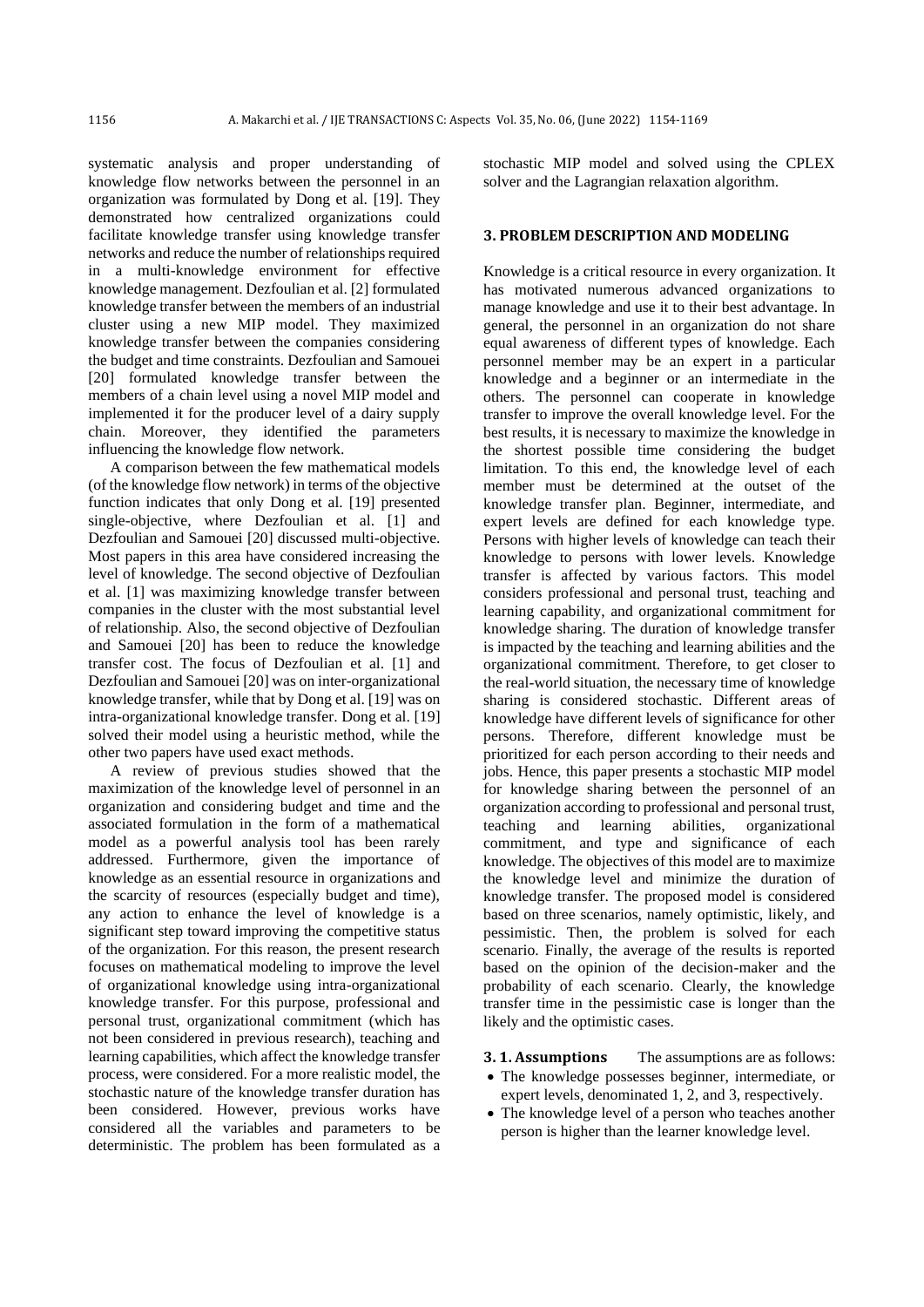systematic analysis and proper understanding of knowledge flow networks between the personnel in an organization was formulated by Dong et al. [19]. They demonstrated how centralized organizations could facilitate knowledge transfer using knowledge transfer networks and reduce the number of relationships required in a multi-knowledge environment for effective knowledge management. Dezfoulian et al. [2] formulated knowledge transfer between the members of an industrial cluster using a new MIP model. They maximized knowledge transfer between the companies considering the budget and time constraints. Dezfoulian and Samouei [20] formulated knowledge transfer between the members of a chain level using a novel MIP model and implemented it for the producer level of a dairy supply chain. Moreover, they identified the parameters influencing the knowledge flow network.

A comparison between the few mathematical models (of the knowledge flow network) in terms of the objective function indicates that only Dong et al. [19] presented single-objective, where Dezfoulian et al. [1] and Dezfoulian and Samouei [20] discussed multi-objective. Most papers in this area have considered increasing the level of knowledge. The second objective of Dezfoulian et al. [1] was maximizing knowledge transfer between companies in the cluster with the most substantial level of relationship. Also, the second objective of Dezfoulian and Samouei [20] has been to reduce the knowledge transfer cost. The focus of Dezfoulian et al. [1] and Dezfoulian and Samouei [20] was on inter-organizational knowledge transfer, while that by Dong et al. [19] was on intra-organizational knowledge transfer. Dong et al. [19] solved their model using a heuristic method, while the other two papers have used exact methods.

A review of previous studies showed that the maximization of the knowledge level of personnel in an organization and considering budget and time and the associated formulation in the form of a mathematical model as a powerful analysis tool has been rarely addressed. Furthermore, given the importance of knowledge as an essential resource in organizations and the scarcity of resources (especially budget and time), any action to enhance the level of knowledge is a significant step toward improving the competitive status of the organization. For this reason, the present research focuses on mathematical modeling to improve the level of organizational knowledge using intra-organizational knowledge transfer. For this purpose, professional and personal trust, organizational commitment (which has not been considered in previous research), teaching and learning capabilities, which affect the knowledge transfer process, were considered. For a more realistic model, the stochastic nature of the knowledge transfer duration has been considered. However, previous works have considered all the variables and parameters to be deterministic. The problem has been formulated as a stochastic MIP model and solved using the CPLEX solver and the Lagrangian relaxation algorithm.

## 3. PROBLEM DESCRIPTION AND MODELING

Knowledge is a critical resource in every organization. It has motivated numerous advanced organizations to manage knowledge and use it to their best advantage. In general, the personnel in an organization do not share equal awareness of different types of knowledge. Each personnel member may be an expert in a particular knowledge and a beginner or an intermediate in the others. The personnel can cooperate in knowledge transfer to improve the overall knowledge level. For the best results, it is necessary to maximize the knowledge in the shortest possible time considering the budget limitation. To this end, the knowledge level of each member must be determined at the outset of the knowledge transfer plan. Beginner, intermediate, and expert levels are defined for each knowledge type. Persons with higher levels of knowledge can teach their knowledge to persons with lower levels. Knowledge transfer is affected by various factors. This model considers professional and personal trust, teaching and learning capability, and organizational commitment for knowledge sharing. The duration of knowledge transfer is impacted by the teaching and learning abilities and the organizational commitment. Therefore, to get closer to the real-world situation, the necessary time of knowledge sharing is considered stochastic. Different areas of knowledge have different levels of significance for other persons. Therefore, different knowledge must be prioritized for each person according to their needs and jobs. Hence, this paper presents a stochastic MIP model for knowledge sharing between the personnel of an organization according to professional and personal trust, teaching and learning abilities, organizational commitment, and type and significance of each knowledge. The objectives of this model are to maximize the knowledge level and minimize the duration of knowledge transfer. The proposed model is considered based on three scenarios, namely optimistic, likely, and pessimistic. Then, the problem is solved for each scenario. Finally, the average of the results is reported based on the opinion of the decision-maker and the probability of each scenario. Clearly, the knowledge transfer time in the pessimistic case is longer than the likely and the optimistic cases.

### 3. 1. Assumptions

The assumptions are as follows:

- The knowledge possesses beginner, intermediate, or expert levels, denominated 1, 2, and 3, respectively.
- The knowledge level of a person who teaches another person is higher than the learner knowledge level.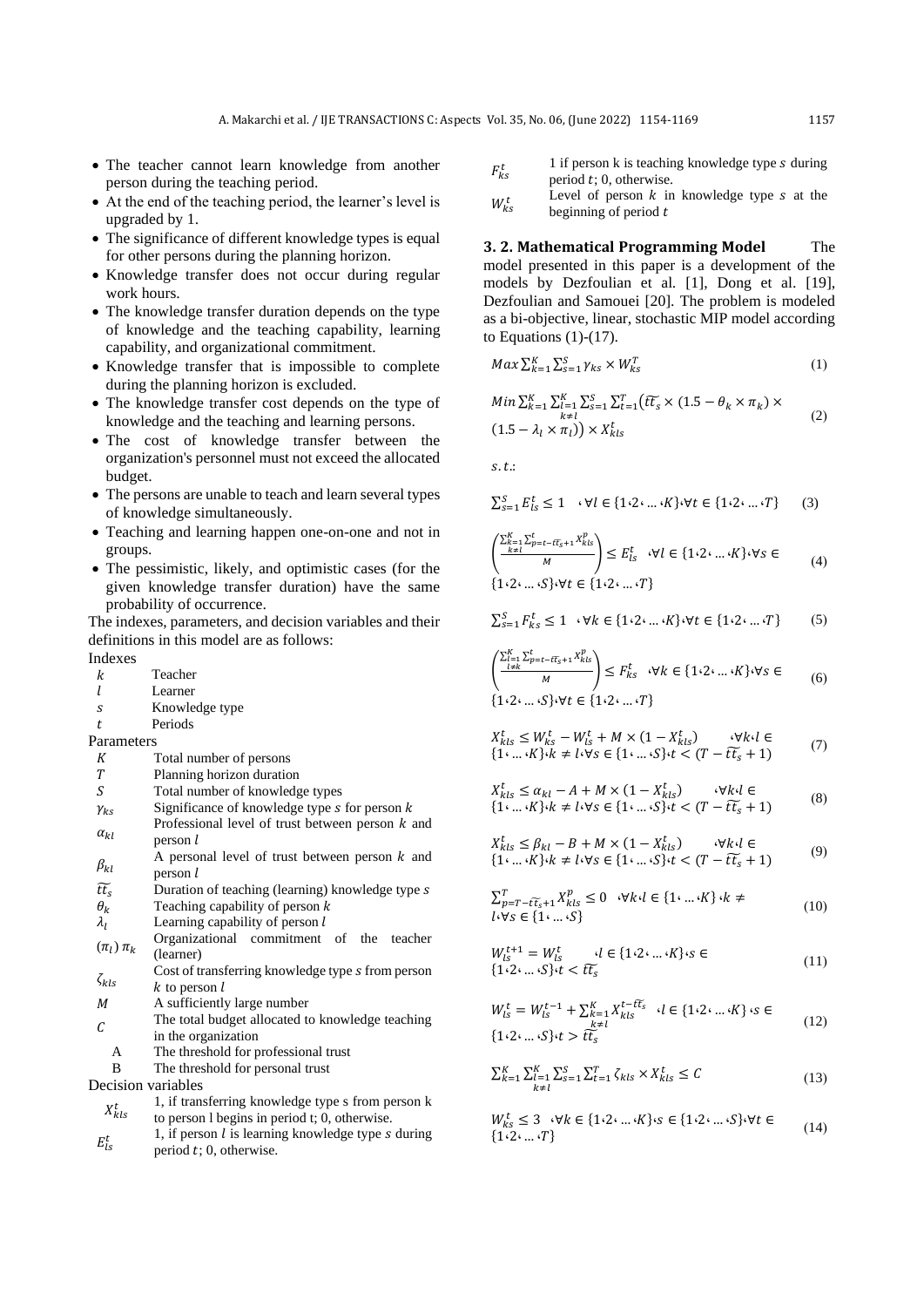- The teacher cannot learn knowledge from another person during the teaching period.
- At the end of the teaching period, the learner's level is upgraded by 1.
- The significance of different knowledge types is equal for other persons during the planning horizon.
- Knowledge transfer does not occur during regular work hours.
- The knowledge transfer duration depends on the type of knowledge and the teaching capability, learning capability, and organizational commitment.
- Knowledge transfer that is impossible to complete during the planning horizon is excluded.
- The knowledge transfer cost depends on the type of knowledge and the teaching and learning persons.
- The cost of knowledge transfer between the organization's personnel must not exceed the allocated budget.
- The persons are unable to teach and learn several types of knowledge simultaneously.
- Teaching and learning happen one-on-one and not in groups.
- The pessimistic, likely, and optimistic cases (for the given knowledge transfer duration) have the same probability of occurrence.

The indexes, parameters, and decision variables and their definitions in this model are as follows:

Indexes

| | |
|---|---|
| $k$ | Teacher |
| $l$ | Learner |
| $s$ | Knowledge type |
| $t$ | Periods |

Parameters

| | |
|---|---|
| $K$ | Total number of persons |
| $T$ | Planning horizon duration |
| $S$ | Total number of knowledge types |
| $\gamma_{ks}$ | Significance of knowledge type $s$ for person $k$ |
| $\alpha_{kl}$ | Professional level of trust between person $k$ and person $l$ |
| $\beta_{kl}$ | A personal level of trust between person $k$ and person $l$ |
| $\widetilde{tt}_s$ | Duration of teaching (learning) knowledge type $s$ |
| $\theta_k$ | Teaching capability of person $k$ |
| $\lambda_l$ | Learning capability of person $l$ |
| $(\pi_l)\ \pi_k$ | Organizational commitment of the teacher (learner) |
| $\zeta_{kls}$ | Cost of transferring knowledge type $s$ from person $k$ to person $l$ |
| $M$ | A sufficiently large number |
| $C$ | The total budget allocated to knowledge teaching in the organization |
| A | The threshold for professional trust |
| B | The threshold for personal trust |

Decision variables

| | |
|---|---|
| $X_{kls}^t$ | 1, if transferring knowledge type s from person k to person l begins in period t; 0, otherwise. |
| $E_{ls}^t$ | 1, if person $l$ is learning knowledge type $s$ during period $t$; 0, otherwise. |
| $F_{ks}^t$ | 1 if person k is teaching knowledge type $s$ during period $t$; 0, otherwise. |
| $W_{ks}^t$ | Level of person $k$ in knowledge type $s$ at the beginning of period $t$ |

### 3. 2. Mathematical Programming Model

The model presented in this paper is a development of the models by Dezfoulian et al. [1], Dong et al. [19], Dezfoulian and Samouei [20]. The problem is modeled as a bi-objective, linear, stochastic MIP model according to Equations (1)-(17).

$$Max \sum_{k=1}^{K} \sum_{s=1}^{S} \gamma_{ks} \times W_{ks}^{T} \tag{1}$$

$$Min \sum_{k=1}^{K} \sum_{\substack{l=1 \\ k \neq l}}^{K} \sum_{s=1}^{S} \sum_{t=1}^{T} \left(\widetilde{tt}_s \times (1.5 - \theta_k \times \pi_k) \times (1.5 - \lambda_l \times \pi_l)\right) \times X_{kls}^t \tag{2}$$

$s.t.$:

$$\sum_{s=1}^{S} E_{ls}^t \leq 1 \quad \forall l \in \{1,2,\dots,K\}, \forall t \in \{1,2,\dots,T\} \tag{3}$$

$$\left(\frac{\sum_{\substack{k=1 \\ k \neq l}}^{K} \sum_{p=t-\widetilde{tt}_s+1}^{t} X_{kls}^p}{M}\right) \leq E_{ls}^t \quad \forall l \in \{1,2,\dots,K\}, \forall s \in \{1,2,\dots,S\}, \forall t \in \{1,2,\dots,T\} \tag{4}$$

$$\sum_{s=1}^{S} F_{ks}^t \leq 1 \quad \forall k \in \{1,2,\dots,K\}, \forall t \in \{1,2,\dots,T\} \tag{5}$$

$$\left(\frac{\sum_{\substack{l=1 \\ l \neq k}}^{K} \sum_{p=t-\widetilde{tt}_s+1}^{t} X_{kls}^p}{M}\right) \leq F_{ks}^t \quad \forall k \in \{1,2,\dots,K\}, \forall s \in \{1,2,\dots,S\}, \forall t \in \{1,2,\dots,T\} \tag{6}$$

$$X_{kls}^t \leq W_{ks}^t - W_{ls}^t + M \times (1 - X_{kls}^t) \quad \forall k, l \in \{1,\dots,K\}, k \neq l, \forall s \in \{1,\dots,S\}, t < (T - \widetilde{tt}_s + 1) \tag{7}$$

$$X_{kls}^t \leq \alpha_{kl} - A + M \times (1 - X_{kls}^t) \quad \forall k, l \in \{1,\dots,K\}, k \neq l, \forall s \in \{1,\dots,S\}, t < (T - \widetilde{tt}_s + 1) \tag{8}$$

$$X_{kls}^t \leq \beta_{kl} - B + M \times (1 - X_{kls}^t) \quad \forall k, l \in \{1,\dots,K\}, k \neq l, \forall s \in \{1,\dots,S\}, t < (T - \widetilde{tt}_s + 1) \tag{9}$$

$$\sum_{p=T-\widetilde{tt}_s+1}^{T} X_{kls}^p \leq 0 \quad \forall k, l \in \{1,\dots,K\}, k \neq l, \forall s \in \{1,\dots,S\} \tag{10}$$

$$W_{ls}^{t+1} = W_{ls}^t \quad l \in \{1,2,\dots,K\}, s \in \{1,2,\dots,S\}, t < \widetilde{tt}_s \tag{11}$$

$$W_{ls}^t = W_{ls}^{t-1} + \sum_{\substack{k=1 \\ k \neq l}}^{K} X_{kls}^{t-\widetilde{tt}_s} \quad l \in \{1,2,\dots,K\}, s \in \{1,2,\dots,S\}, t > \widetilde{tt}_s \tag{12}$$

$$\sum_{k=1}^{K} \sum_{\substack{l=1 \\ k \neq l}}^{K} \sum_{s=1}^{S} \sum_{t=1}^{T} \zeta_{kls} \times X_{kls}^t \leq C \tag{13}$$

$$W_{ks}^t \leq 3 \quad \forall k \in \{1,2,\dots,K\}, s \in \{1,2,\dots,S\}, \forall t \in \{1,2,\dots,T\} \tag{14}$$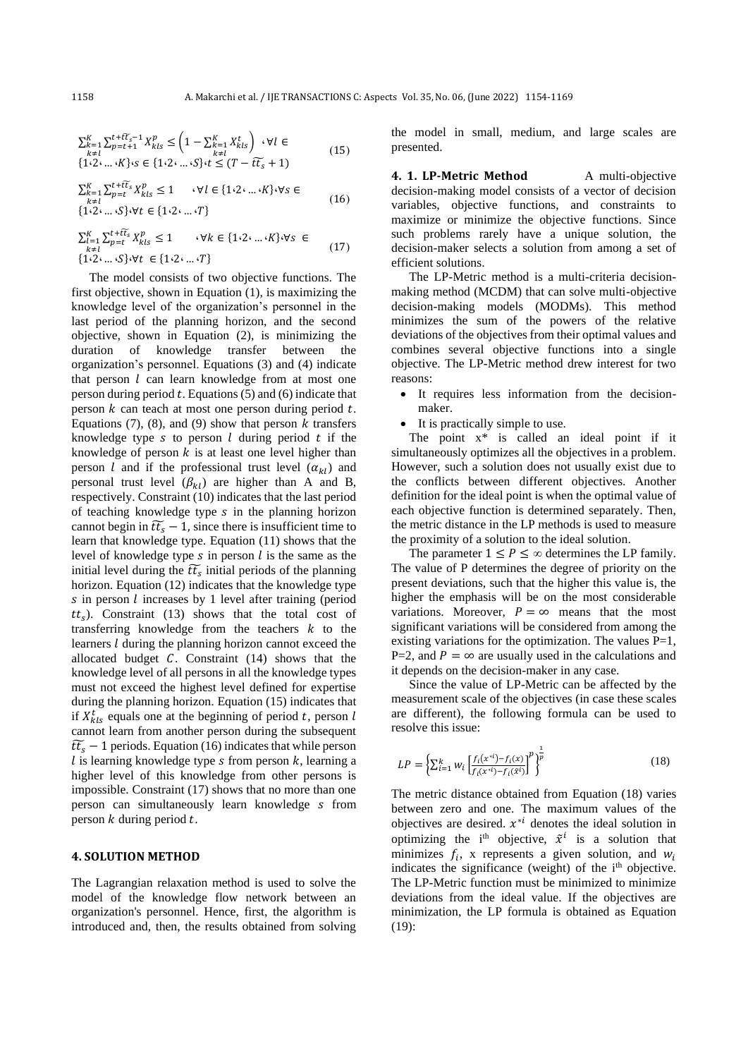$$\sum_{\substack{k=1\\k\neq l}}^{K}\sum_{p=t+1}^{t+\widetilde{tt}_s-1} X_{kls}^{p} \leq \left(1-\sum_{\substack{k=1\\k\neq l}}^{K} X_{kls}^{t}\right) \quad ,\forall l \in \{1,2,\dots,K\}, s \in \{1,2,\dots,S\}, t \leq (T-\widetilde{tt}_s+1) \tag{15}$$

$$\sum_{\substack{k=1\\k\neq l}}^{K}\sum_{p=t}^{t+\widetilde{tt}_s} X_{kls}^{p} \leq 1 \quad ,\forall l \in \{1,2,\dots,K\}, \forall s \in \{1,2,\dots,S\}, \forall t \in \{1,2,\dots,T\} \tag{16}$$

$$\sum_{\substack{l=1\\k\neq l}}^{K}\sum_{p=t}^{t+\widetilde{tt}_s} X_{kls}^{p} \leq 1 \quad ,\forall k \in \{1,2,\dots,K\}, \forall s \in \{1,2,\dots,S\}, \forall t \in \{1,2,\dots,T\} \tag{17}$$

The model consists of two objective functions. The first objective, shown in Equation (1), is maximizing the knowledge level of the organization's personnel in the last period of the planning horizon, and the second objective, shown in Equation (2), is minimizing the duration of knowledge transfer between the organization's personnel. Equations (3) and (4) indicate that person $l$ can learn knowledge from at most one person during period $t$. Equations (5) and (6) indicate that person $k$ can teach at most one person during period $t$. Equations (7), (8), and (9) show that person $k$ transfers knowledge type $s$ to person $l$ during period $t$ if the knowledge of person $k$ is at least one level higher than person $l$ and if the professional trust level ($\alpha_{kl}$) and personal trust level ($\beta_{kl}$) are higher than A and B, respectively. Constraint (10) indicates that the last period of teaching knowledge type $s$ in the planning horizon cannot begin in $\widetilde{tt}_s - 1$, since there is insufficient time to learn that knowledge type. Equation (11) shows that the level of knowledge type $s$ in person $l$ is the same as the initial level during the $\widetilde{tt}_s$ initial periods of the planning horizon. Equation (12) indicates that the knowledge type $s$ in person $l$ increases by 1 level after training (period $tt_s$). Constraint (13) shows that the total cost of transferring knowledge from the teachers $k$ to the learners $l$ during the planning horizon cannot exceed the allocated budget $C$. Constraint (14) shows that the knowledge level of all persons in all the knowledge types must not exceed the highest level defined for expertise during the planning horizon. Equation (15) indicates that if $X_{kls}^{t}$ equals one at the beginning of period $t$, person $l$ cannot learn from another person during the subsequent $\widetilde{tt}_s - 1$ periods. Equation (16) indicates that while person $l$ is learning knowledge type $s$ from person $k$, learning a higher level of this knowledge from other persons is impossible. Constraint (17) shows that no more than one person can simultaneously learn knowledge $s$ from person $k$ during period $t$.

## 4. SOLUTION METHOD

The Lagrangian relaxation method is used to solve the model of the knowledge flow network between an organization's personnel. Hence, first, the algorithm is introduced and, then, the results obtained from solving the model in small, medium, and large scales are presented.

**4. 1. LP-Metric Method** A multi-objective decision-making model consists of a vector of decision variables, objective functions, and constraints to maximize or minimize the objective functions. Since such problems rarely have a unique solution, the decision-maker selects a solution from among a set of efficient solutions.

The LP-Metric method is a multi-criteria decision-making method (MCDM) that can solve multi-objective decision-making models (MODMs). This method minimizes the sum of the powers of the relative deviations of the objectives from their optimal values and combines several objective functions into a single objective. The LP-Metric method drew interest for two reasons:

- It requires less information from the decision-maker.
- It is practically simple to use.

The point x* is called an ideal point if it simultaneously optimizes all the objectives in a problem. However, such a solution does not usually exist due to the conflicts between different objectives. Another definition for the ideal point is when the optimal value of each objective function is determined separately. Then, the metric distance in the LP methods is used to measure the proximity of a solution to the ideal solution.

The parameter $1 \leq P \leq \infty$ determines the LP family. The value of P determines the degree of priority on the present deviations, such that the higher this value is, the higher the emphasis will be on the most considerable variations. Moreover, $P = \infty$ means that the most significant variations will be considered from among the existing variations for the optimization. The values P=1, P=2, and $P = \infty$ are usually used in the calculations and it depends on the decision-maker in any case.

Since the value of LP-Metric can be affected by the measurement scale of the objectives (in case these scales are different), the following formula can be used to resolve this issue:

$$LP = \left\{\sum_{i=1}^{k} w_i \left[\frac{f_i(x^{*i}) - f_i(x)}{f_i(x^{*i}) - f_i(\tilde{x}^{i})}\right]^{p}\right\}^{\frac{1}{p}} \tag{18}$$

The metric distance obtained from Equation (18) varies between zero and one. The maximum values of the objectives are desired. $x^{*i}$ denotes the ideal solution in optimizing the i[th] objective, $\tilde{x}^{i}$ is a solution that minimizes $f_i$, x represents a given solution, and $w_i$ indicates the significance (weight) of the i[th] objective. The LP-Metric function must be minimized to minimize deviations from the ideal value. If the objectives are minimization, the LP formula is obtained as Equation (19):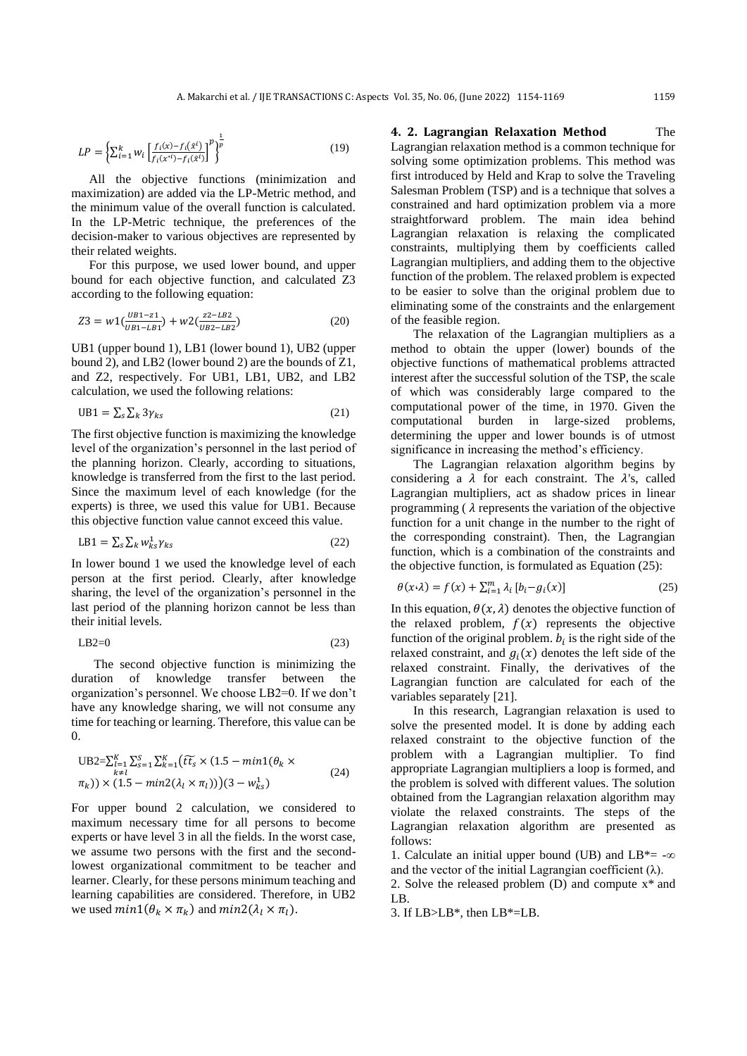$$LP = \left\{\sum_{i=1}^{k} w_i \left[\frac{f_i(x) - f_i(\bar{x}^i)}{f_i(x^{*i}) - f_i(\bar{x}^i)}\right]^p\right\}^{\frac{1}{p}} \tag{19}$$

All the objective functions (minimization and maximization) are added via the LP-Metric method, and the minimum value of the overall function is calculated. In the LP-Metric technique, the preferences of the decision-maker to various objectives are represented by their related weights.

For this purpose, we used lower bound, and upper bound for each objective function, and calculated Z3 according to the following equation:

$$Z3 = w1\left(\frac{UB1 - z1}{UB1 - LB1}\right) + w2\left(\frac{z2 - LB2}{UB2 - LB2}\right) \tag{20}$$

UB1 (upper bound 1), LB1 (lower bound 1), UB2 (upper bound 2), and LB2 (lower bound 2) are the bounds of Z1, and Z2, respectively. For UB1, LB1, UB2, and LB2 calculation, we used the following relations:

$$\text{UB1} = \sum_s \sum_k 3\gamma_{ks} \tag{21}$$

The first objective function is maximizing the knowledge level of the organization's personnel in the last period of the planning horizon. Clearly, according to situations, knowledge is transferred from the first to the last period. Since the maximum level of each knowledge (for the experts) is three, we used this value for UB1. Because this objective function value cannot exceed this value.

$$\text{LB1} = \sum_s \sum_k w_{ks}^1 \gamma_{ks} \tag{22}$$

In lower bound 1 we used the knowledge level of each person at the first period. Clearly, after knowledge sharing, the level of the organization's personnel in the last period of the planning horizon cannot be less than their initial levels.

$$\text{LB2}=0 \tag{23}$$

The second objective function is minimizing the duration of knowledge transfer between the organization's personnel. We choose LB2=0. If we don't have any knowledge sharing, we will not consume any time for teaching or learning. Therefore, this value can be 0.

$$\text{UB2}=\sum_{\substack{l=1 \\ k \neq l}}^{K} \sum_{s=1}^{S} \sum_{k=1}^{K} \left(\widetilde{tt_s} \times (1.5 - min1(\theta_k \times \pi_k)) \times (1.5 - min2(\lambda_l \times \pi_l))\right)(3 - w_{ks}^1) \tag{24}$$

For upper bound 2 calculation, we considered to maximum necessary time for all persons to become experts or have level 3 in all the fields. In the worst case, we assume two persons with the first and the second-lowest organizational commitment to be teacher and learner. Clearly, for these persons minimum teaching and learning capabilities are considered. Therefore, in UB2 we used $min1(\theta_k \times \pi_k)$ and $min2(\lambda_l \times \pi_l)$.

**4. 2. Lagrangian Relaxation Method** The Lagrangian relaxation method is a common technique for solving some optimization problems. This method was first introduced by Held and Krap to solve the Traveling Salesman Problem (TSP) and is a technique that solves a constrained and hard optimization problem via a more straightforward problem. The main idea behind Lagrangian relaxation is relaxing the complicated constraints, multiplying them by coefficients called Lagrangian multipliers, and adding them to the objective function of the problem. The relaxed problem is expected to be easier to solve than the original problem due to eliminating some of the constraints and the enlargement of the feasible region.

The relaxation of the Lagrangian multipliers as a method to obtain the upper (lower) bounds of the objective functions of mathematical problems attracted interest after the successful solution of the TSP, the scale of which was considerably large compared to the computational power of the time, in 1970. Given the computational burden in large-sized problems, determining the upper and lower bounds is of utmost significance in increasing the method's efficiency.

The Lagrangian relaxation algorithm begins by considering a $\lambda$ for each constraint. The $\lambda$'s, called Lagrangian multipliers, act as shadow prices in linear programming ( $\lambda$ represents the variation of the objective function for a unit change in the number to the right of the corresponding constraint). Then, the Lagrangian function, which is a combination of the constraints and the objective function, is formulated as Equation (25):

$$\theta(x,\lambda) = f(x) + \sum_{i=1}^{m} \lambda_i \left[b_i - g_i(x)\right] \tag{25}$$

In this equation, $\theta(x, \lambda)$ denotes the objective function of the relaxed problem, $f(x)$ represents the objective function of the original problem. $b_i$ is the right side of the relaxed constraint, and $g_i(x)$ denotes the left side of the relaxed constraint. Finally, the derivatives of the Lagrangian function are calculated for each of the variables separately [21].

In this research, Lagrangian relaxation is used to solve the presented model. It is done by adding each relaxed constraint to the objective function of the problem with a Lagrangian multiplier. To find appropriate Lagrangian multipliers a loop is formed, and the problem is solved with different values. The solution obtained from the Lagrangian relaxation algorithm may violate the relaxed constraints. The steps of the Lagrangian relaxation algorithm are presented as follows:

1. Calculate an initial upper bound (UB) and LB*= -∞ and the vector of the initial Lagrangian coefficient ($\lambda$).
2. Solve the released problem (D) and compute x* and LB.
3. If LB>LB*, then LB*=LB.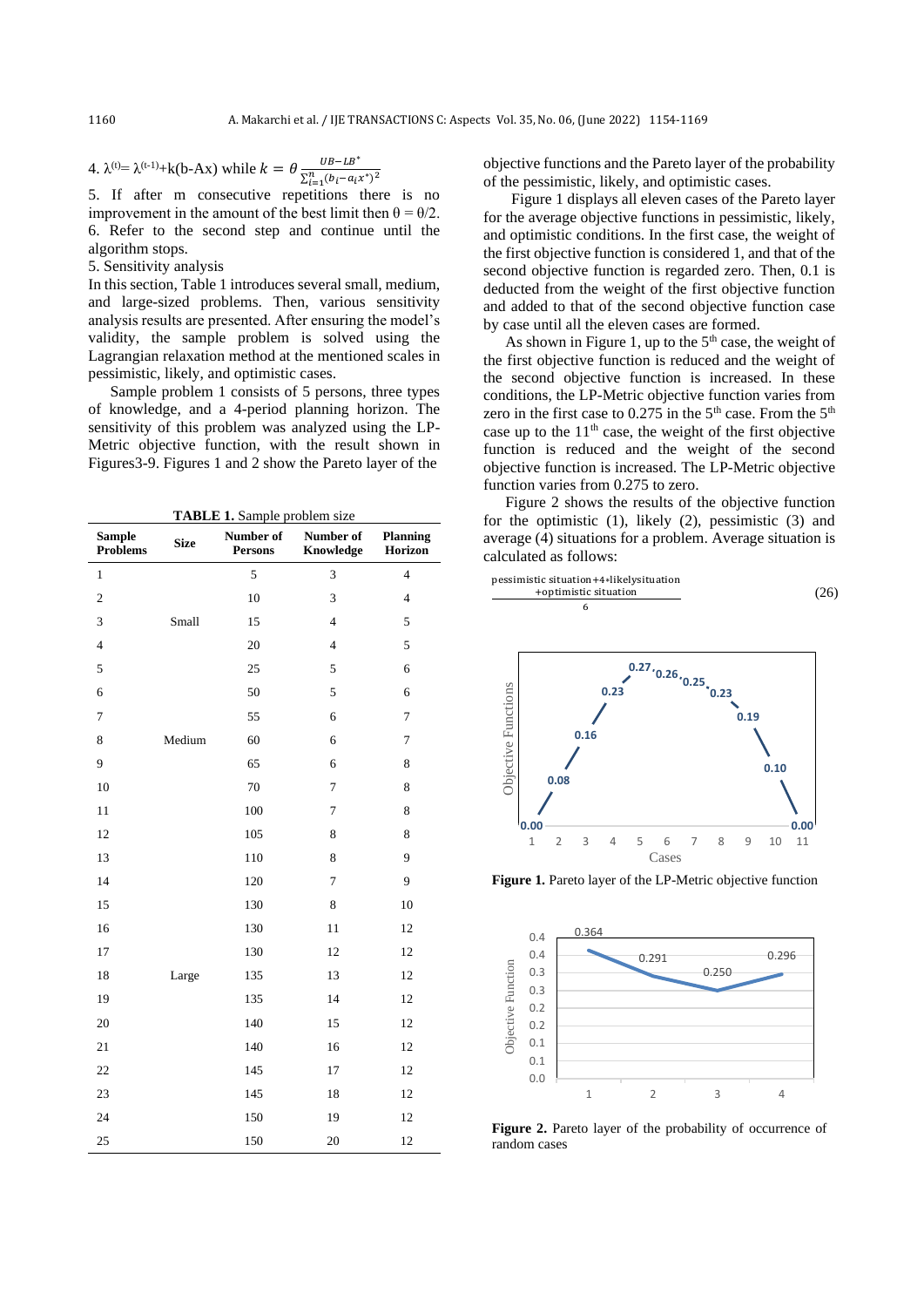4. $\lambda^{(t)} = \lambda^{(t-1)} + k(b-Ax)$ while $k = \theta \frac{UB-LB^*}{\sum_{i=1}^{n}(b_i - a_i x^*)^2}$

5. If after m consecutive repetitions there is no improvement in the amount of the best limit then $\theta = \theta/2$.

6. Refer to the second step and continue until the algorithm stops.

## 5. Sensitivity analysis

In this section, Table 1 introduces several small, medium, and large-sized problems. Then, various sensitivity analysis results are presented. After ensuring the model's validity, the sample problem is solved using the Lagrangian relaxation method at the mentioned scales in pessimistic, likely, and optimistic cases.

Sample problem 1 consists of 5 persons, three types of knowledge, and a 4-period planning horizon. The sensitivity of this problem was analyzed using the LP-Metric objective function, with the result shown in Figures3-9. Figures 1 and 2 show the Pareto layer of the objective functions and the Pareto layer of the probability of the pessimistic, likely, and optimistic cases.

**TABLE 1.** Sample problem size

| Sample Problems | Size | Number of Persons | Number of Knowledge | Planning Horizon |
|---|---|---|---|---|
| 1 | | 5 | 3 | 4 |
| 2 | | 10 | 3 | 4 |
| 3 | Small | 15 | 4 | 5 |
| 4 | | 20 | 4 | 5 |
| 5 | | 25 | 5 | 6 |
| 6 | | 50 | 5 | 6 |
| 7 | | 55 | 6 | 7 |
| 8 | Medium | 60 | 6 | 7 |
| 9 | | 65 | 6 | 8 |
| 10 | | 70 | 7 | 8 |
| 11 | | 100 | 7 | 8 |
| 12 | | 105 | 8 | 8 |
| 13 | | 110 | 8 | 9 |
| 14 | | 120 | 7 | 9 |
| 15 | | 130 | 8 | 10 |
| 16 | | 130 | 11 | 12 |
| 17 | | 130 | 12 | 12 |
| 18 | Large | 135 | 13 | 12 |
| 19 | | 135 | 14 | 12 |
| 20 | | 140 | 15 | 12 |
| 21 | | 140 | 16 | 12 |
| 22 | | 145 | 17 | 12 |
| 23 | | 145 | 18 | 12 |
| 24 | | 150 | 19 | 12 |
| 25 | | 150 | 20 | 12 |

Figure 1 displays all eleven cases of the Pareto layer for the average objective functions in pessimistic, likely, and optimistic conditions. In the first case, the weight of the first objective function is considered 1, and that of the second objective function is regarded zero. Then, 0.1 is deducted from the weight of the first objective function and added to that of the second objective function case by case until all the eleven cases are formed.

As shown in Figure 1, up to the 5[th] case, the weight of the first objective function is reduced and the weight of the second objective function is increased. In these conditions, the LP-Metric objective function varies from zero in the first case to 0.275 in the 5[th] case. From the 5[th] case up to the 11[th] case, the weight of the first objective function is reduced and the weight of the second objective function is increased. The LP-Metric objective function varies from 0.275 to zero.

Figure 2 shows the results of the objective function for the optimistic (1), likely (2), pessimistic (3) and average (4) situations for a problem. Average situation is calculated as follows:

$$\frac{\text{pessimistic situation} + 4 * \text{likelysituation} + \text{optimistic situation}}{6} \tag{26}$$

**Figure 1.** Pareto layer of the LP-Metric objective function

**Figure 2.** Pareto layer of the probability of occurrence of random cases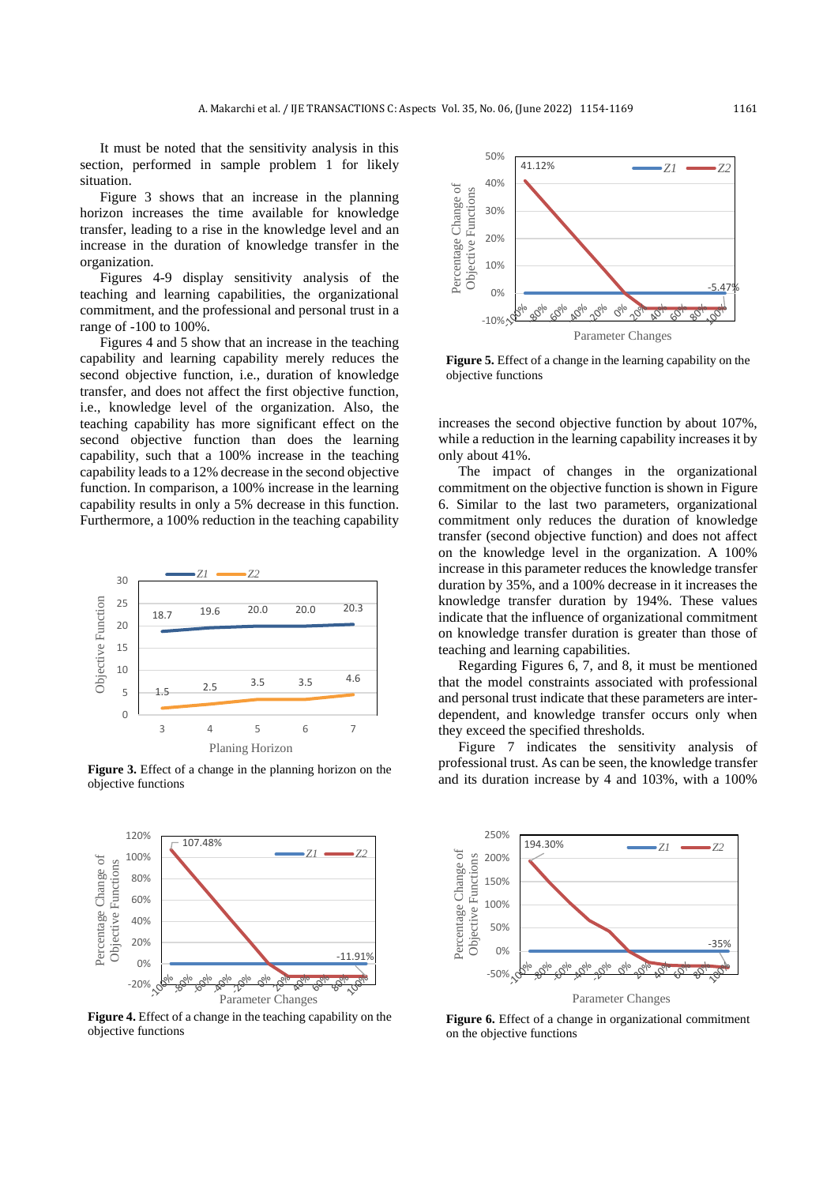It must be noted that the sensitivity analysis in this section, performed in sample problem 1 for likely situation.

Figure 3 shows that an increase in the planning horizon increases the time available for knowledge transfer, leading to a rise in the knowledge level and an increase in the duration of knowledge transfer in the organization.

Figures 4-9 display sensitivity analysis of the teaching and learning capabilities, the organizational commitment, and the professional and personal trust in a range of -100 to 100%.

Figures 4 and 5 show that an increase in the teaching capability and learning capability merely reduces the second objective function, i.e., duration of knowledge transfer, and does not affect the first objective function, i.e., knowledge level of the organization. Also, the teaching capability has more significant effect on the second objective function than does the learning capability, such that a 100% increase in the teaching capability leads to a 12% decrease in the second objective function. In comparison, a 100% increase in the learning capability results in only a 5% decrease in this function. Furthermore, a 100% reduction in the teaching capability increases the second objective function by about 107%, while a reduction in the learning capability increases it by only about 41%.

**Figure 3.** Effect of a change in the planning horizon on the objective functions

**Figure 4.** Effect of a change in the teaching capability on the objective functions

**Figure 5.** Effect of a change in the learning capability on the objective functions

The impact of changes in the organizational commitment on the objective function is shown in Figure 6. Similar to the last two parameters, organizational commitment only reduces the duration of knowledge transfer (second objective function) and does not affect on the knowledge level in the organization. A 100% increase in this parameter reduces the knowledge transfer duration by 35%, and a 100% decrease in it increases the knowledge transfer duration by 194%. These values indicate that the influence of organizational commitment on knowledge transfer duration is greater than those of teaching and learning capabilities.

Regarding Figures 6, 7, and 8, it must be mentioned that the model constraints associated with professional and personal trust indicate that these parameters are inter-dependent, and knowledge transfer occurs only when they exceed the specified thresholds.

Figure 7 indicates the sensitivity analysis of professional trust. As can be seen, the knowledge transfer and its duration increase by 4 and 103%, with a 100%

**Figure 6.** Effect of a change in organizational commitment on the objective functions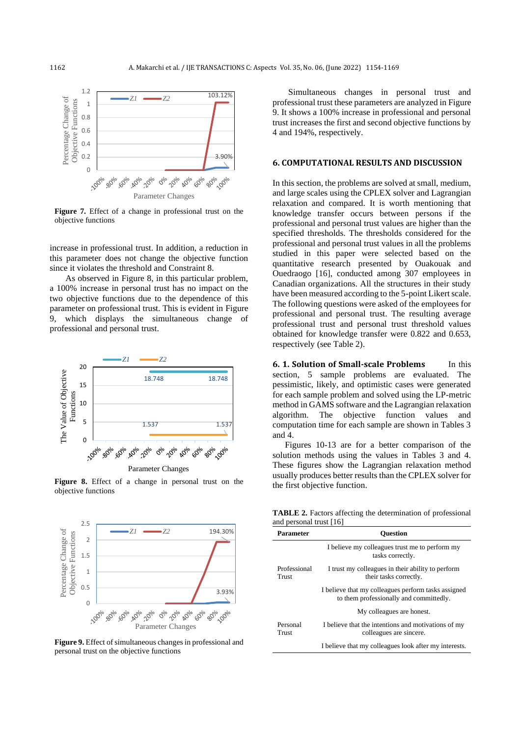Figure 7. Effect of a change in professional trust on the objective functions

increase in professional trust. In addition, a reduction in this parameter does not change the objective function since it violates the threshold and Constraint 8.

As observed in Figure 8, in this particular problem, a 100% increase in personal trust has no impact on the two objective functions due to the dependence of this parameter on professional trust. This is evident in Figure 9, which displays the simultaneous change of professional and personal trust.

Figure 8. Effect of a change in personal trust on the objective functions

Figure 9. Effect of simultaneous changes in professional and personal trust on the objective functions

Simultaneous changes in personal trust and professional trust these parameters are analyzed in Figure 9. It shows a 100% increase in professional and personal trust increases the first and second objective functions by 4 and 194%, respectively.

## 6. COMPUTATIONAL RESULTS AND DISCUSSION

In this section, the problems are solved at small, medium, and large scales using the CPLEX solver and Lagrangian relaxation and compared. It is worth mentioning that knowledge transfer occurs between persons if the professional and personal trust values are higher than the specified thresholds. The thresholds considered for the professional and personal trust values in all the problems studied in this paper were selected based on the quantitative research presented by Ouakouak and Ouedraogo [16], conducted among 307 employees in Canadian organizations. All the structures in their study have been measured according to the 5-point Likert scale. The following questions were asked of the employees for professional and personal trust. The resulting average professional trust and personal trust threshold values obtained for knowledge transfer were 0.822 and 0.653, respectively (see Table 2).

### 6. 1. Solution of Small-scale Problems

In this section, 5 sample problems are evaluated. The pessimistic, likely, and optimistic cases were generated for each sample problem and solved using the LP-metric method in GAMS software and the Lagrangian relaxation algorithm. The objective function values and computation time for each sample problem are shown in Tables 3 and 4.

Figures 10-13 are for a better comparison of the solution methods using the values in Tables 3 and 4. These figures show the Lagrangian relaxation method usually produces better results than the CPLEX solver for the first objective function.

**TABLE 2.** Factors affecting the determination of professional and personal trust [16]

| Parameter | Question |
|---|---|
| Professional Trust | I believe my colleagues trust me to perform my tasks correctly. |
| | I trust my colleagues in their ability to perform their tasks correctly. |
| | I believe that my colleagues perform tasks assigned to them professionally and committedly. |
| Personal Trust | My colleagues are honest. |
| | I believe that the intentions and motivations of my colleagues are sincere. |
| | I believe that my colleagues look after my interests. |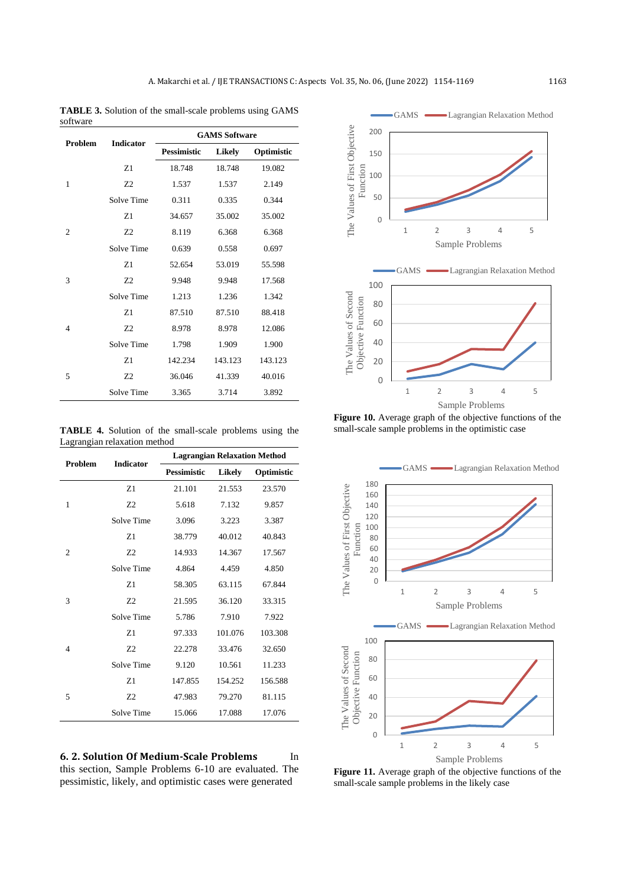**TABLE 3.** Solution of the small-scale problems using GAMS software

| Problem | Indicator | GAMS Software | | |
|---|---|---|---|---|
| | | Pessimistic | Likely | Optimistic |
| 1 | Z1 | 18.748 | 18.748 | 19.082 |
| | Z2 | 1.537 | 1.537 | 2.149 |
| | Solve Time | 0.311 | 0.335 | 0.344 |
| 2 | Z1 | 34.657 | 35.002 | 35.002 |
| | Z2 | 8.119 | 6.368 | 6.368 |
| | Solve Time | 0.639 | 0.558 | 0.697 |
| 3 | Z1 | 52.654 | 53.019 | 55.598 |
| | Z2 | 9.948 | 9.948 | 17.568 |
| | Solve Time | 1.213 | 1.236 | 1.342 |
| 4 | Z1 | 87.510 | 87.510 | 88.418 |
| | Z2 | 8.978 | 8.978 | 12.086 |
| | Solve Time | 1.798 | 1.909 | 1.900 |
| 5 | Z1 | 142.234 | 143.123 | 143.123 |
| | Z2 | 36.046 | 41.339 | 40.016 |
| | Solve Time | 3.365 | 3.714 | 3.892 |

**TABLE 4.** Solution of the small-scale problems using the Lagrangian relaxation method

| Problem | Indicator | Lagrangian Relaxation Method | | |
|---|---|---|---|---|
| | | Pessimistic | Likely | Optimistic |
| 1 | Z1 | 21.101 | 21.553 | 23.570 |
| | Z2 | 5.618 | 7.132 | 9.857 |
| | Solve Time | 3.096 | 3.223 | 3.387 |
| 2 | Z1 | 38.779 | 40.012 | 40.843 |
| | Z2 | 14.933 | 14.367 | 17.567 |
| | Solve Time | 4.864 | 4.459 | 4.850 |
| 3 | Z1 | 58.305 | 63.115 | 67.844 |
| | Z2 | 21.595 | 36.120 | 33.315 |
| | Solve Time | 5.786 | 7.910 | 7.922 |
| 4 | Z1 | 97.333 | 101.076 | 103.308 |
| | Z2 | 22.278 | 33.476 | 32.650 |
| | Solve Time | 9.120 | 10.561 | 11.233 |
| 5 | Z1 | 147.855 | 154.252 | 156.588 |
| | Z2 | 47.983 | 79.270 | 81.115 |
| | Solve Time | 15.066 | 17.088 | 17.076 |

### 6. 2. Solution Of Medium-Scale Problems

In this section, Sample Problems 6-10 are evaluated. The pessimistic, likely, and optimistic cases were generated

**Figure 10.** Average graph of the objective functions of the small-scale sample problems in the optimistic case

**Figure 11.** Average graph of the objective functions of the small-scale sample problems in the likely case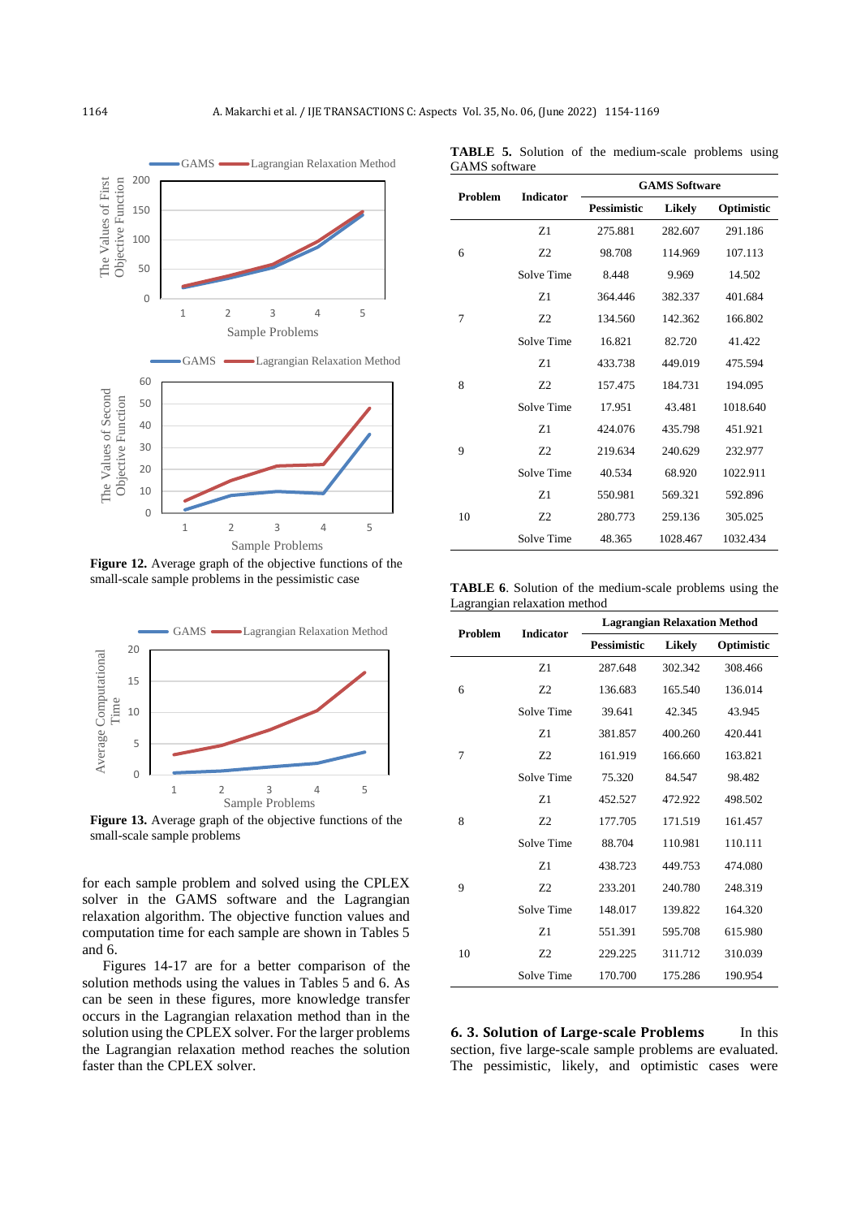Figure 12. Average graph of the objective functions of the small-scale sample problems in the pessimistic case

Figure 13. Average graph of the objective functions of the small-scale sample problems

for each sample problem and solved using the CPLEX solver in the GAMS software and the Lagrangian relaxation algorithm. The objective function values and computation time for each sample are shown in Tables 5 and 6.

Figures 14-17 are for a better comparison of the solution methods using the values in Tables 5 and 6. As can be seen in these figures, more knowledge transfer occurs in the Lagrangian relaxation method than in the solution using the CPLEX solver. For the larger problems the Lagrangian relaxation method reaches the solution faster than the CPLEX solver.

**TABLE 5.** Solution of the medium-scale problems using GAMS software

| Problem | Indicator | GAMS Software | | |
|---|---|---|---|---|
| | | Pessimistic | Likely | Optimistic |
| 6 | Z1 | 275.881 | 282.607 | 291.186 |
| | Z2 | 98.708 | 114.969 | 107.113 |
| | Solve Time | 8.448 | 9.969 | 14.502 |
| 7 | Z1 | 364.446 | 382.337 | 401.684 |
| | Z2 | 134.560 | 142.362 | 166.802 |
| | Solve Time | 16.821 | 82.720 | 41.422 |
| 8 | Z1 | 433.738 | 449.019 | 475.594 |
| | Z2 | 157.475 | 184.731 | 194.095 |
| | Solve Time | 17.951 | 43.481 | 1018.640 |
| 9 | Z1 | 424.076 | 435.798 | 451.921 |
| | Z2 | 219.634 | 240.629 | 232.977 |
| | Solve Time | 40.534 | 68.920 | 1022.911 |
| 10 | Z1 | 550.981 | 569.321 | 592.896 |
| | Z2 | 280.773 | 259.136 | 305.025 |
| | Solve Time | 48.365 | 1028.467 | 1032.434 |

**TABLE 6**. Solution of the medium-scale problems using the Lagrangian relaxation method

| Problem | Indicator | Lagrangian Relaxation Method | | |
|---|---|---|---|---|
| | | Pessimistic | Likely | Optimistic |
| 6 | Z1 | 287.648 | 302.342 | 308.466 |
| | Z2 | 136.683 | 165.540 | 136.014 |
| | Solve Time | 39.641 | 42.345 | 43.945 |
| 7 | Z1 | 381.857 | 400.260 | 420.441 |
| | Z2 | 161.919 | 166.660 | 163.821 |
| | Solve Time | 75.320 | 84.547 | 98.482 |
| 8 | Z1 | 452.527 | 472.922 | 498.502 |
| | Z2 | 177.705 | 171.519 | 161.457 |
| | Solve Time | 88.704 | 110.981 | 110.111 |
| 9 | Z1 | 438.723 | 449.753 | 474.080 |
| | Z2 | 233.201 | 240.780 | 248.319 |
| | Solve Time | 148.017 | 139.822 | 164.320 |
| 10 | Z1 | 551.391 | 595.708 | 615.980 |
| | Z2 | 229.225 | 311.712 | 310.039 |
| | Solve Time | 170.700 | 175.286 | 190.954 |

**6. 3. Solution of Large-scale Problems** In this section, five large-scale sample problems are evaluated. The pessimistic, likely, and optimistic cases were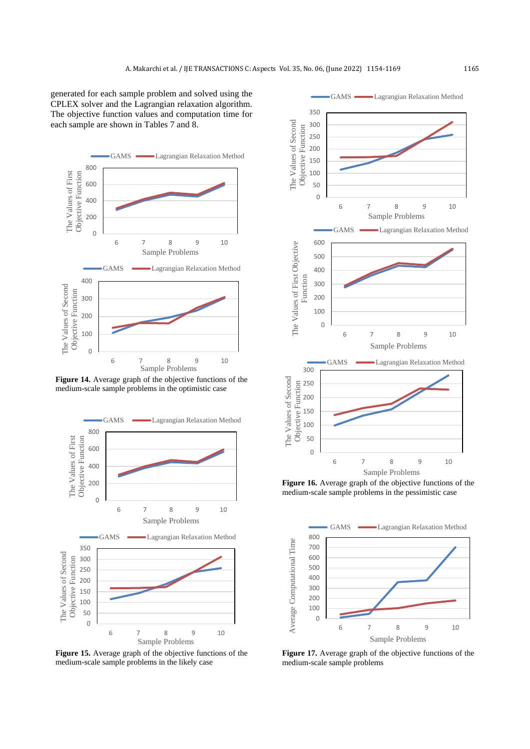generated for each sample problem and solved using the CPLEX solver and the Lagrangian relaxation algorithm. The objective function values and computation time for each sample are shown in Tables 7 and 8.

**Figure 14.** Average graph of the objective functions of the medium-scale sample problems in the optimistic case

**Figure 15.** Average graph of the objective functions of the medium-scale sample problems in the likely case

**Figure 16.** Average graph of the objective functions of the medium-scale sample problems in the pessimistic case

**Figure 17.** Average graph of the objective functions of the medium-scale sample problems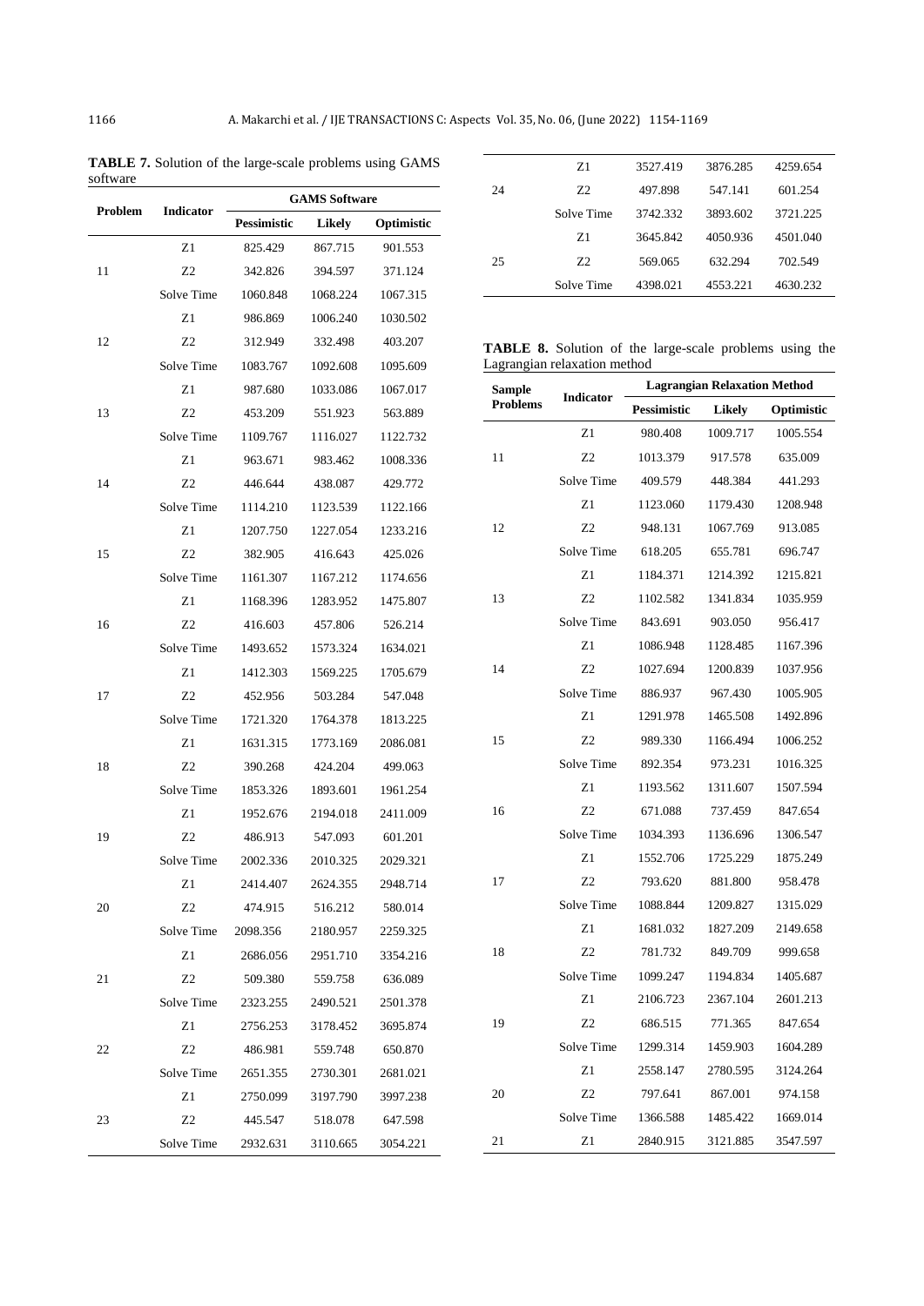**TABLE 7.** Solution of the large-scale problems using GAMS software

| Problem | Indicator | GAMS Software | | |
|---|---|---|---|---|
| | | Pessimistic | Likely | Optimistic |
| 11 | Z1 | 825.429 | 867.715 | 901.553 |
| | Z2 | 342.826 | 394.597 | 371.124 |
| | Solve Time | 1060.848 | 1068.224 | 1067.315 |
| 12 | Z1 | 986.869 | 1006.240 | 1030.502 |
| | Z2 | 312.949 | 332.498 | 403.207 |
| | Solve Time | 1083.767 | 1092.608 | 1095.609 |
| 13 | Z1 | 987.680 | 1033.086 | 1067.017 |
| | Z2 | 453.209 | 551.923 | 563.889 |
| | Solve Time | 1109.767 | 1116.027 | 1122.732 |
| 14 | Z1 | 963.671 | 983.462 | 1008.336 |
| | Z2 | 446.644 | 438.087 | 429.772 |
| | Solve Time | 1114.210 | 1123.539 | 1122.166 |
| 15 | Z1 | 1207.750 | 1227.054 | 1233.216 |
| | Z2 | 382.905 | 416.643 | 425.026 |
| | Solve Time | 1161.307 | 1167.212 | 1174.656 |
| 16 | Z1 | 1168.396 | 1283.952 | 1475.807 |
| | Z2 | 416.603 | 457.806 | 526.214 |
| | Solve Time | 1493.652 | 1573.324 | 1634.021 |
| 17 | Z1 | 1412.303 | 1569.225 | 1705.679 |
| | Z2 | 452.956 | 503.284 | 547.048 |
| | Solve Time | 1721.320 | 1764.378 | 1813.225 |
| 18 | Z1 | 1631.315 | 1773.169 | 2086.081 |
| | Z2 | 390.268 | 424.204 | 499.063 |
| | Solve Time | 1853.326 | 1893.601 | 1961.254 |
| 19 | Z1 | 1952.676 | 2194.018 | 2411.009 |
| | Z2 | 486.913 | 547.093 | 601.201 |
| | Solve Time | 2002.336 | 2010.325 | 2029.321 |
| 20 | Z1 | 2414.407 | 2624.355 | 2948.714 |
| | Z2 | 474.915 | 516.212 | 580.014 |
| | Solve Time | 2098.356 | 2180.957 | 2259.325 |
| 21 | Z1 | 2686.056 | 2951.710 | 3354.216 |
| | Z2 | 509.380 | 559.758 | 636.089 |
| | Solve Time | 2323.255 | 2490.521 | 2501.378 |
| 22 | Z1 | 2756.253 | 3178.452 | 3695.874 |
| | Z2 | 486.981 | 559.748 | 650.870 |
| | Solve Time | 2651.355 | 2730.301 | 2681.021 |
| 23 | Z1 | 2750.099 | 3197.790 | 3997.238 |
| | Z2 | 445.547 | 518.078 | 647.598 |
| | Solve Time | 2932.631 | 3110.665 | 3054.221 |
| 24 | Z1 | 3527.419 | 3876.285 | 4259.654 |
| | Z2 | 497.898 | 547.141 | 601.254 |
| | Solve Time | 3742.332 | 3893.602 | 3721.225 |
| 25 | Z1 | 3645.842 | 4050.936 | 4501.040 |
| | Z2 | 569.065 | 632.294 | 702.549 |
| | Solve Time | 4398.021 | 4553.221 | 4630.232 |

**TABLE 8.** Solution of the large-scale problems using the Lagrangian relaxation method

| Sample Problems | Indicator | Lagrangian Relaxation Method | | |
|---|---|---|---|---|
| | | Pessimistic | Likely | Optimistic |
| 11 | Z1 | 980.408 | 1009.717 | 1005.554 |
| | Z2 | 1013.379 | 917.578 | 635.009 |
| | Solve Time | 409.579 | 448.384 | 441.293 |
| 12 | Z1 | 1123.060 | 1179.430 | 1208.948 |
| | Z2 | 948.131 | 1067.769 | 913.085 |
| | Solve Time | 618.205 | 655.781 | 696.747 |
| 13 | Z1 | 1184.371 | 1214.392 | 1215.821 |
| | Z2 | 1102.582 | 1341.834 | 1035.959 |
| | Solve Time | 843.691 | 903.050 | 956.417 |
| 14 | Z1 | 1086.948 | 1128.485 | 1167.396 |
| | Z2 | 1027.694 | 1200.839 | 1037.956 |
| | Solve Time | 886.937 | 967.430 | 1005.905 |
| 15 | Z1 | 1291.978 | 1465.508 | 1492.896 |
| | Z2 | 989.330 | 1166.494 | 1006.252 |
| | Solve Time | 892.354 | 973.231 | 1016.325 |
| 16 | Z1 | 1193.562 | 1311.607 | 1507.594 |
| | Z2 | 671.088 | 737.459 | 847.654 |
| | Solve Time | 1034.393 | 1136.696 | 1306.547 |
| 17 | Z1 | 1552.706 | 1725.229 | 1875.249 |
| | Z2 | 793.620 | 881.800 | 958.478 |
| | Solve Time | 1088.844 | 1209.827 | 1315.029 |
| 18 | Z1 | 1681.032 | 1827.209 | 2149.658 |
| | Z2 | 781.732 | 849.709 | 999.658 |
| | Solve Time | 1099.247 | 1194.834 | 1405.687 |
| 19 | Z1 | 2106.723 | 2367.104 | 2601.213 |
| | Z2 | 686.515 | 771.365 | 847.654 |
| | Solve Time | 1299.314 | 1459.903 | 1604.289 |
| 20 | Z1 | 2558.147 | 2780.595 | 3124.264 |
| | Z2 | 797.641 | 867.001 | 974.158 |
| | Solve Time | 1366.588 | 1485.422 | 1669.014 |
| 21 | Z1 | 2840.915 | 3121.885 | 3547.597 |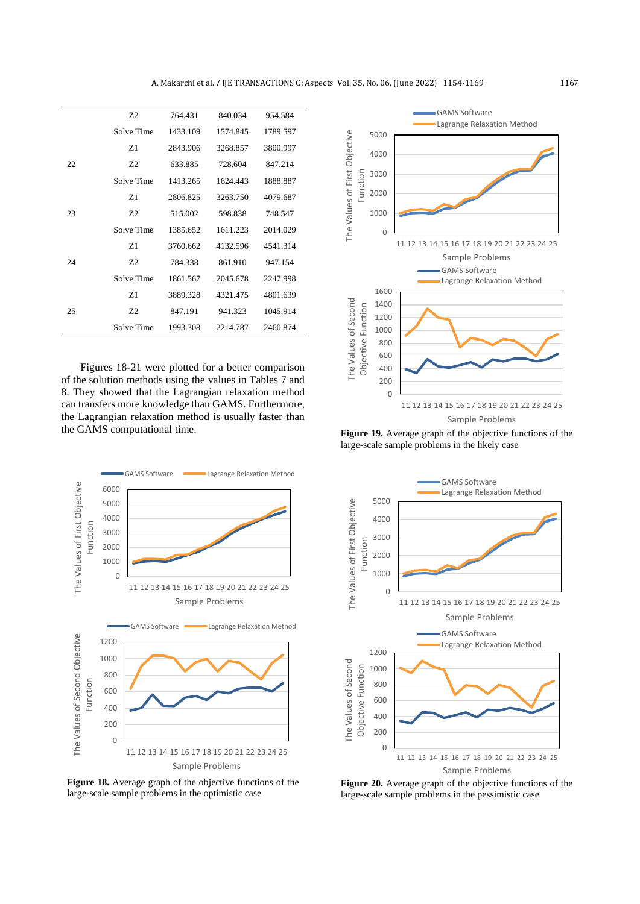|  | Z2 | 764.431 | 840.034 | 954.584 |
|---|---|---|---|---|
|  | Solve Time | 1433.109 | 1574.845 | 1789.597 |
|  | Z1 | 2843.906 | 3268.857 | 3800.997 |
| 22 | Z2 | 633.885 | 728.604 | 847.214 |
|  | Solve Time | 1413.265 | 1624.443 | 1888.887 |
|  | Z1 | 2806.825 | 3263.750 | 4079.687 |
| 23 | Z2 | 515.002 | 598.838 | 748.547 |
|  | Solve Time | 1385.652 | 1611.223 | 2014.029 |
|  | Z1 | 3760.662 | 4132.596 | 4541.314 |
| 24 | Z2 | 784.338 | 861.910 | 947.154 |
|  | Solve Time | 1861.567 | 2045.678 | 2247.998 |
|  | Z1 | 3889.328 | 4321.475 | 4801.639 |
| 25 | Z2 | 847.191 | 941.323 | 1045.914 |
|  | Solve Time | 1993.308 | 2214.787 | 2460.874 |

Figures 18-21 were plotted for a better comparison of the solution methods using the values in Tables 7 and 8. They showed that the Lagrangian relaxation method can transfers more knowledge than GAMS. Furthermore, the Lagrangian relaxation method is usually faster than the GAMS computational time.

**Figure 18.** Average graph of the objective functions of the large-scale sample problems in the optimistic case

**Figure 19.** Average graph of the objective functions of the large-scale sample problems in the likely case

**Figure 20.** Average graph of the objective functions of the large-scale sample problems in the pessimistic case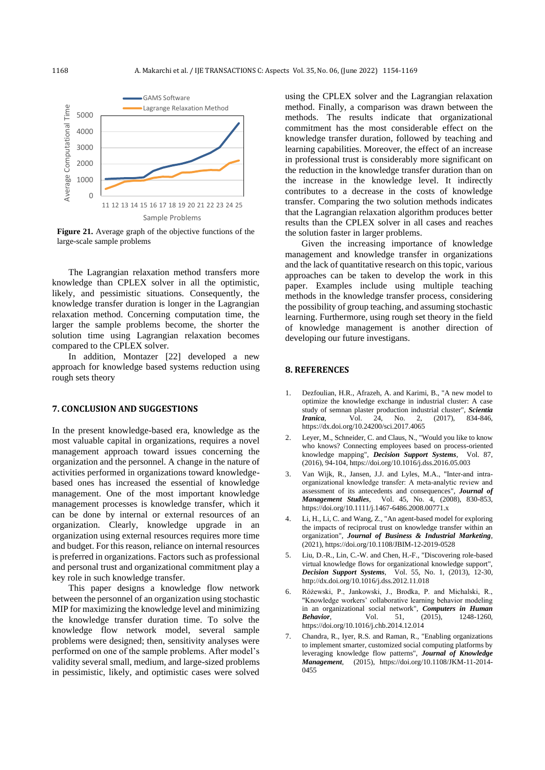Figure 21. Average graph of the objective functions of the large-scale sample problems

The Lagrangian relaxation method transfers more knowledge than CPLEX solver in all the optimistic, likely, and pessimistic situations. Consequently, the knowledge transfer duration is longer in the Lagrangian relaxation method. Concerning computation time, the larger the sample problems become, the shorter the solution time using Lagrangian relaxation becomes compared to the CPLEX solver.

In addition, Montazer [22] developed a new approach for knowledge based systems reduction using rough sets theory

## 7. CONCLUSION AND SUGGESTIONS

In the present knowledge-based era, knowledge as the most valuable capital in organizations, requires a novel management approach toward issues concerning the organization and the personnel. A change in the nature of activities performed in organizations toward knowledge-based ones has increased the essential of knowledge management. One of the most important knowledge management processes is knowledge transfer, which it can be done by internal or external resources of an organization. Clearly, knowledge upgrade in an organization using external resources requires more time and budget. For this reason, reliance on internal resources is preferred in organizations. Factors such as professional and personal trust and organizational commitment play a key role in such knowledge transfer.

This paper designs a knowledge flow network between the personnel of an organization using stochastic MIP for maximizing the knowledge level and minimizing the knowledge transfer duration time. To solve the knowledge flow network model, several sample problems were designed; then, sensitivity analyses were performed on one of the sample problems. After model's validity several small, medium, and large-sized problems in pessimistic, likely, and optimistic cases were solved using the CPLEX solver and the Lagrangian relaxation method. Finally, a comparison was drawn between the methods. The results indicate that organizational commitment has the most considerable effect on the knowledge transfer duration, followed by teaching and learning capabilities. Moreover, the effect of an increase in professional trust is considerably more significant on the reduction in the knowledge transfer duration than on the increase in the knowledge level. It indirectly contributes to a decrease in the costs of knowledge transfer. Comparing the two solution methods indicates that the Lagrangian relaxation algorithm produces better results than the CPLEX solver in all cases and reaches the solution faster in larger problems.

Given the increasing importance of knowledge management and knowledge transfer in organizations and the lack of quantitative research on this topic, various approaches can be taken to develop the work in this paper. Examples include using multiple teaching methods in the knowledge transfer process, considering the possibility of group teaching, and assuming stochastic learning. Furthermore, using rough set theory in the field of knowledge management is another direction of developing our future investigans.

## 8. REFERENCES

1. Dezfoulian, H.R., Afrazeh, A. and Karimi, B., "A new model to optimize the knowledge exchange in industrial cluster: A case study of semnan plaster production industrial cluster", ***Scientia Iranica***, Vol. 24, No. 2, (2017), 834-846, https://dx.doi.org/10.24200/sci.2017.4065
2. Leyer, M., Schneider, C. and Claus, N., "Would you like to know who knows? Connecting employees based on process-oriented knowledge mapping", ***Decision Support Systems***, Vol. 87, (2016), 94-104, https://doi.org/10.1016/j.dss.2016.05.003
3. Van Wijk, R., Jansen, J.J. and Lyles, M.A., "Inter-and intra-organizational knowledge transfer: A meta-analytic review and assessment of its antecedents and consequences", ***Journal of Management Studies***, Vol. 45, No. 4, (2008), 830-853, https://doi.org/10.1111/j.1467-6486.2008.00771.x
4. Li, H., Li, C. and Wang, Z., "An agent-based model for exploring the impacts of reciprocal trust on knowledge transfer within an organization", ***Journal of Business & Industrial Marketing***, (2021), https://doi.org/10.1108/JBIM-12-2019-0528
5. Liu, D.-R., Lin, C.-W. and Chen, H.-F., "Discovering role-based virtual knowledge flows for organizational knowledge support", ***Decision Support Systems***, Vol. 55, No. 1, (2013), 12-30, http://dx.doi.org/10.1016/j.dss.2012.11.018
6. Różewski, P., Jankowski, J., Brodka, P. and Michalski, R., "Knowledge workers' collaborative learning behavior modeling in an organizational social network", ***Computers in Human Behavior***, Vol. 51, (2015), 1248-1260, https://doi.org/10.1016/j.chb.2014.12.014
7. Chandra, R., Iyer, R.S. and Raman, R., "Enabling organizations to implement smarter, customized social computing platforms by leveraging knowledge flow patterns", ***Journal of Knowledge Management***, (2015), https://doi.org/10.1108/JKM-11-2014-0455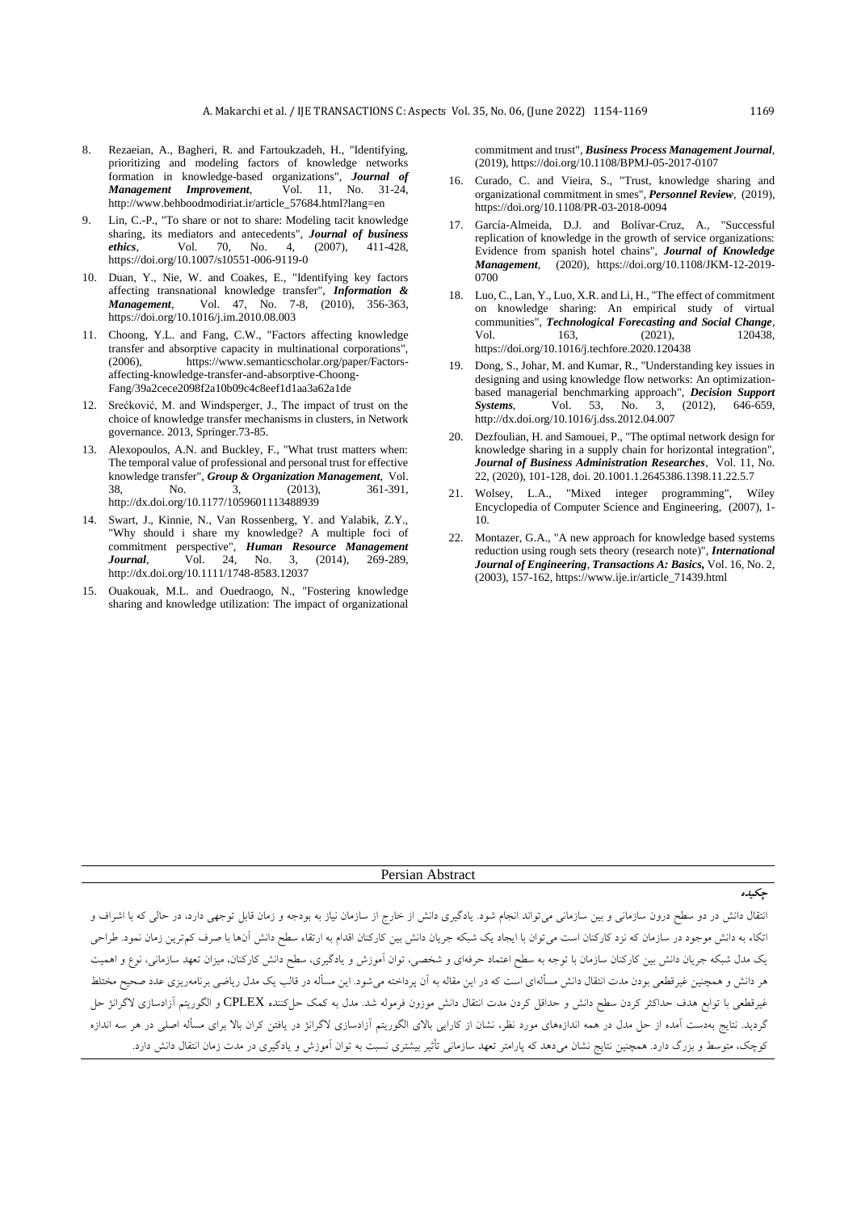8. Rezaeian, A., Bagheri, R. and Fartoukzadeh, H., "Identifying, prioritizing and modeling factors of knowledge networks formation in knowledge-based organizations", ***Journal of Management Improvement***, Vol. 11, No. 31-24, http://www.behboodmodiriat.ir/article_57684.html?lang=en

9. Lin, C.-P., "To share or not to share: Modeling tacit knowledge sharing, its mediators and antecedents", ***Journal of business ethics***, Vol. 70, No. 4, (2007), 411-428, https://doi.org/10.1007/s10551-006-9119-0

10. Duan, Y., Nie, W. and Coakes, E., "Identifying key factors affecting transnational knowledge transfer", ***Information & Management***, Vol. 47, No. 7-8, (2010), 356-363, https://doi.org/10.1016/j.im.2010.08.003

11. Choong, Y.L. and Fang, C.W., "Factors affecting knowledge transfer and absorptive capacity in multinational corporations", (2006), https://www.semanticscholar.org/paper/Factors-affecting-knowledge-transfer-and-absorptive-Choong-Fang/39a2cece2098f2a10b09c4c8eef1d1aa3a62a1de

12. Srećković, M. and Windsperger, J., The impact of trust on the choice of knowledge transfer mechanisms in clusters, in Network governance. 2013, Springer.73-85.

13. Alexopoulos, A.N. and Buckley, F., "What trust matters when: The temporal value of professional and personal trust for effective knowledge transfer", ***Group & Organization Management***, Vol. 38, No. 3, (2013), 361-391, http://dx.doi.org/10.1177/1059601113488939

14. Swart, J., Kinnie, N., Van Rossenberg, Y. and Yalabik, Z.Y., "Why should i share my knowledge? A multiple foci of commitment perspective", ***Human Resource Management Journal***, Vol. 24, No. 3, (2014), 269-289, http://dx.doi.org/10.1111/1748-8583.12037

15. Ouakouak, M.L. and Ouedraogo, N., "Fostering knowledge sharing and knowledge utilization: The impact of organizational commitment and trust", ***Business Process Management Journal***, (2019), https://doi.org/10.1108/BPMJ-05-2017-0107

16. Curado, C. and Vieira, S., "Trust, knowledge sharing and organizational commitment in smes", ***Personnel Review***, (2019), https://doi.org/10.1108/PR-03-2018-0094

17. García-Almeida, D.J. and Bolívar-Cruz, A., "Successful replication of knowledge in the growth of service organizations: Evidence from spanish hotel chains", ***Journal of Knowledge Management***, (2020), https://doi.org/10.1108/JKM-12-2019-0700

18. Luo, C., Lan, Y., Luo, X.R. and Li, H., "The effect of commitment on knowledge sharing: An empirical study of virtual communities", ***Technological Forecasting and Social Change***, Vol. 163, (2021), 120438, https://doi.org/10.1016/j.techfore.2020.120438

19. Dong, S., Johar, M. and Kumar, R., "Understanding key issues in designing and using knowledge flow networks: An optimization-based managerial benchmarking approach", ***Decision Support Systems***, Vol. 53, No. 3, (2012), 646-659, http://dx.doi.org/10.1016/j.dss.2012.04.007

20. Dezfoulian, H. and Samouei, P., "The optimal network design for knowledge sharing in a supply chain for horizontal integration", ***Journal of Business Administration Researches***, Vol. 11, No. 22, (2020), 101-128, doi. 20.1001.1.2645386.1398.11.22.5.7

21. Wolsey, L.A., "Mixed integer programming", Wiley Encyclopedia of Computer Science and Engineering, (2007), 1-10.

22. Montazer, G.A., "A new approach for knowledge based systems reduction using rough sets theory (research note)", ***International Journal of Engineering, Transactions A: Basics,*** Vol. 16, No. 2, (2003), 157-162, https://www.ije.ir/article_71439.html

## Persian Abstract

**چکیده**

انتقال دانش در دو سطح درون سازمانی و بین سازمانی می‌تواند انجام شود. یادگیری دانش از خارج از سازمان نیاز به بودجه و زمان قابل توجهی دارد، در حالی که با اشراف و اتکاء به دانش موجود در سازمان که نزد کارکنان است می‌توان با ایجاد یک شبکه جریان دانش بین کارکنان اقدام به ارتقاء سطح دانش آنها با صرف کم‌ترین زمان نمود. طراحی یک مدل شبکه جریان دانش بین کارکنان سازمان با توجه به سطح اعتماد حرفه‌ای و شخصی، توان آموزش و یادگیری، سطح دانش کارکنان، میزان تعهد سازمانی، نوع و اهمیت هر دانش و همچنین غیرقطعی بودن مدت انتقال دانش مسأله‌ای است که در این مقاله به آن پرداخته می‌شود. این مسأله در قالب یک مدل ریاضی برنامه‌ریزی عدد صحیح مختلط غیرقطعی با توابع هدف حداکثر کردن سطح دانش و حداقل کردن مدت انتقال دانش موزون فرموله شد. مدل به کمک حل‌کننده CPLEX و الگوریتم آزادسازی لاگرانژ حل گردید. نتایج بدست آمده از حل مدل در همه اندازه‌های مورد نظر، نشان از کارایی بالای الگوریتم آزادسازی لاگرانژ در یافتن کران بالا برای مسأله اصلی در هر سه اندازه کوچک، متوسط و بزرگ دارد. همچنین نتایج نشان می‌دهد که پارامتر تعهد سازمانی تأثیر بیشتری نسبت به توان آموزش و یادگیری در مدت زمان انتقال دانش دارد.